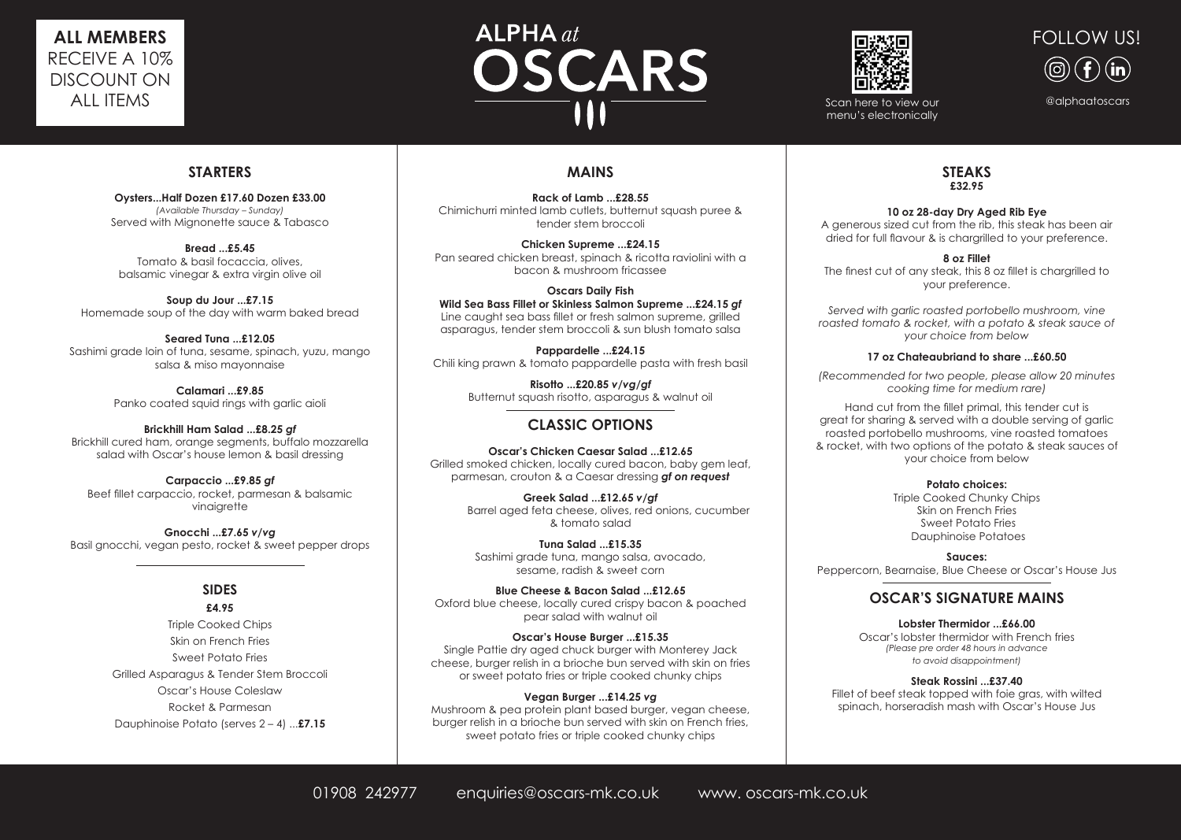**ALL MEMBERS** RECEIVE A 10% DISCOUNT ON ALL ITEMS

# ALPHA *at* OSCARS

Scan here to view our menu's electronically

FOLLOW US!

@alphaatoscars

## STARTERS

**Oysters...Half Dozen £17.60 Dozen £33.00**
*(Available Thursday – Sunday)*
Served with Mignonette sauce & Tabasco

**Bread ...£5.45**
Tomato & basil focaccia, olives, balsamic vinegar & extra virgin olive oil

**Soup du Jour ...£7.15**
Homemade soup of the day with warm baked bread

**Seared Tuna ...£12.05**
Sashimi grade loin of tuna, sesame, spinach, yuzu, mango salsa & miso mayonnaise

**Calamari ...£9.85**
Panko coated squid rings with garlic aioli

**Brickhill Ham Salad ...£8.25 *gf***
Brickhill cured ham, orange segments, buffalo mozzarella salad with Oscar's house lemon & basil dressing

**Carpaccio ...£9.85 *gf***
Beef fillet carpaccio, rocket, parmesan & balsamic vinaigrette

**Gnocchi ...£7.65 *v/vg***
Basil gnocchi, vegan pesto, rocket & sweet pepper drops

## SIDES

**£4.95**

Triple Cooked Chips
Skin on French Fries
Sweet Potato Fries
Grilled Asparagus & Tender Stem Broccoli
Oscar's House Coleslaw
Rocket & Parmesan
Dauphinoise Potato (serves 2 – 4) ...**£7.15**

## MAINS

**Rack of Lamb ...£28.55**
Chimichurri minted lamb cutlets, butternut squash puree & tender stem broccoli

**Chicken Supreme ...£24.15**
Pan seared chicken breast, spinach & ricotta raviolini with a bacon & mushroom fricassee

**Oscars Daily Fish**
**Wild Sea Bass Fillet or Skinless Salmon Supreme ...£24.15 *gf***
Line caught sea bass fillet or fresh salmon supreme, grilled asparagus, tender stem broccoli & sun blush tomato salsa

**Pappardelle ...£24.15**
Chili king prawn & tomato pappardelle pasta with fresh basil

**Risotto ...£20.85 *v/vg/gf***
Butternut squash risotto, asparagus & walnut oil

## CLASSIC OPTIONS

**Oscar's Chicken Caesar Salad ...£12.65**
Grilled smoked chicken, locally cured bacon, baby gem leaf, parmesan, crouton & a Caesar dressing ***gf on request***

**Greek Salad ...£12.65 *v/gf***
Barrel aged feta cheese, olives, red onions, cucumber & tomato salad

**Tuna Salad ...£15.35**
Sashimi grade tuna, mango salsa, avocado, sesame, radish & sweet corn

**Blue Cheese & Bacon Salad ...£12.65**
Oxford blue cheese, locally cured crispy bacon & poached pear salad with walnut oil

**Oscar's House Burger ...£15.35**
Single Pattie dry aged chuck burger with Monterey Jack cheese, burger relish in a brioche bun served with skin on fries or sweet potato fries or triple cooked chunky chips

**Vegan Burger ...£14.25 *vg***
Mushroom & pea protein plant based burger, vegan cheese, burger relish in a brioche bun served with skin on French fries, sweet potato fries or triple cooked chunky chips

## STEAKS

**£32.95**

**10 oz 28-day Dry Aged Rib Eye**
A generous sized cut from the rib, this steak has been air dried for full flavour & is chargrilled to your preference.

**8 oz Fillet**
The finest cut of any steak, this 8 oz fillet is chargrilled to your preference.

*Served with garlic roasted portobello mushroom, vine roasted tomato & rocket, with a potato & steak sauce of your choice from below*

**17 oz Chateaubriand to share ...£60.50**

*(Recommended for two people, please allow 20 minutes cooking time for medium rare)*

Hand cut from the fillet primal, this tender cut is great for sharing & served with a double serving of garlic roasted portobello mushrooms, vine roasted tomatoes & rocket, with two options of the potato & steak sauces of your choice from below

**Potato choices:**
Triple Cooked Chunky Chips
Skin on French Fries
Sweet Potato Fries
Dauphinoise Potatoes

**Sauces:**
Peppercorn, Bearnaise, Blue Cheese or Oscar's House Jus

## OSCAR'S SIGNATURE MAINS

**Lobster Thermidor ...£66.00**
Oscar's lobster thermidor with French fries
*(Please pre order 48 hours in advance to avoid disappointment)*

**Steak Rossini ...£37.40**
Fillet of beef steak topped with foie gras, with wilted spinach, horseradish mash with Oscar's House Jus

01908 242977 enquiries@oscars-mk.co.uk www. oscars-mk.co.uk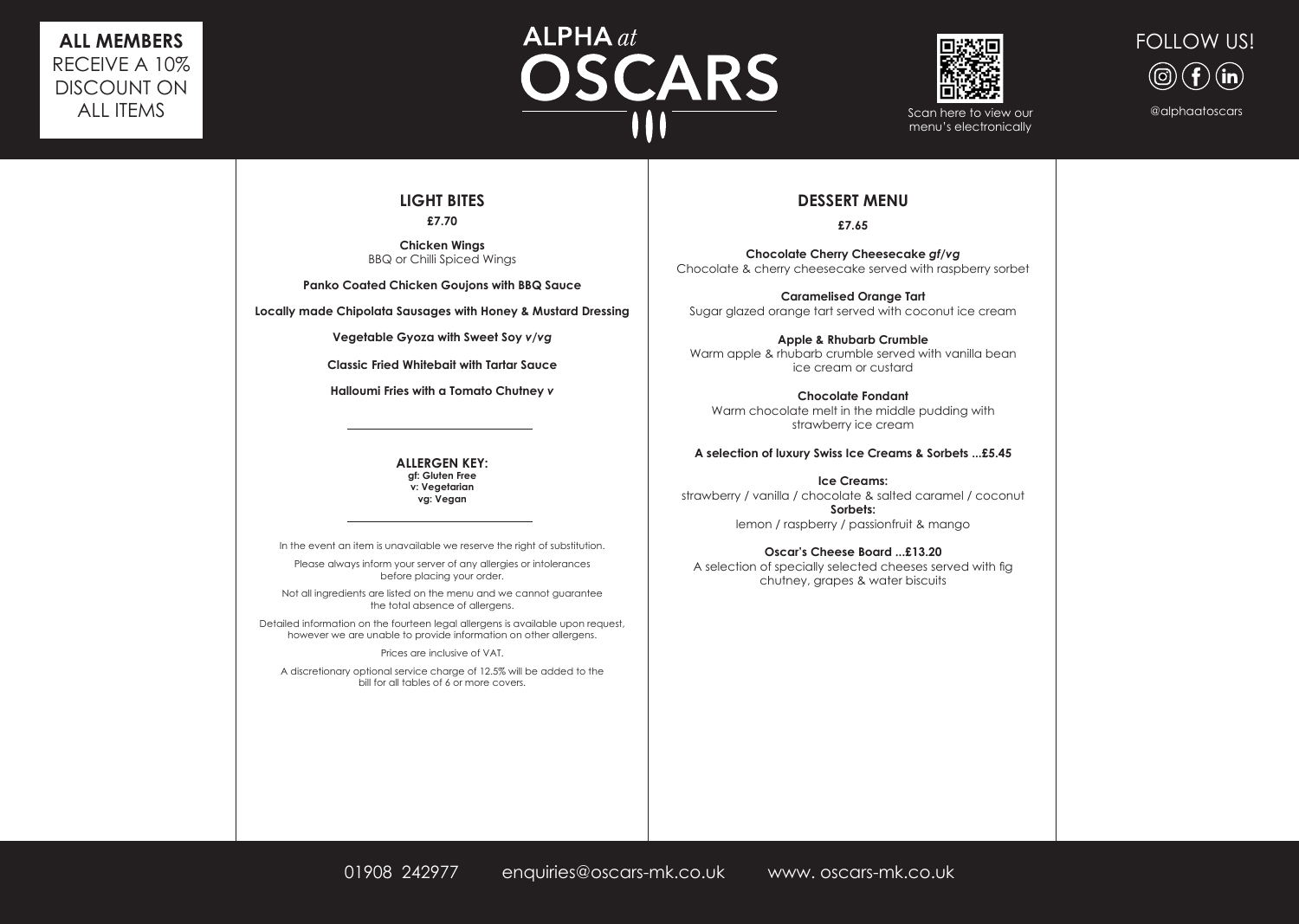**ALL MEMBERS** RECEIVE A 10% DISCOUNT ON ALL ITEMS

# ALPHA *at* OSCARS

Scan here to view our menu's electronically

FOLLOW US!

@alphaatoscars

## LIGHT BITES

**£7.70**

**Chicken Wings**
BBQ or Chilli Spiced Wings

**Panko Coated Chicken Goujons with BBQ Sauce**

**Locally made Chipolata Sausages with Honey & Mustard Dressing**

**Vegetable Gyoza with Sweet Soy** ***v/vg***

**Classic Fried Whitebait with Tartar Sauce**

**Halloumi Fries with a Tomato Chutney** ***v***

---

**ALLERGEN KEY:**
**gf: Gluten Free**
**v: Vegetarian**
**vg: Vegan**

---

In the event an item is unavailable we reserve the right of substitution.

Please always inform your server of any allergies or intolerances before placing your order.

Not all ingredients are listed on the menu and we cannot guarantee the total absence of allergens.

Detailed information on the fourteen legal allergens is available upon request, however we are unable to provide information on other allergens.

Prices are inclusive of VAT.

A discretionary optional service charge of 12.5% will be added to the bill for all tables of 6 or more covers.

## DESSERT MENU

**£7.65**

**Chocolate Cherry Cheesecake** ***gf/vg***
Chocolate & cherry cheesecake served with raspberry sorbet

**Caramelised Orange Tart**
Sugar glazed orange tart served with coconut ice cream

**Apple & Rhubarb Crumble**
Warm apple & rhubarb crumble served with vanilla bean ice cream or custard

**Chocolate Fondant**
Warm chocolate melt in the middle pudding with strawberry ice cream

**A selection of luxury Swiss Ice Creams & Sorbets ...£5.45**

**Ice Creams:**
strawberry / vanilla / chocolate & salted caramel / coconut
**Sorbets:**
lemon / raspberry / passionfruit & mango

**Oscar's Cheese Board ...£13.20**
A selection of specially selected cheeses served with fig chutney, grapes & water biscuits

01908 242977 enquiries@oscars-mk.co.uk www. oscars-mk.co.uk